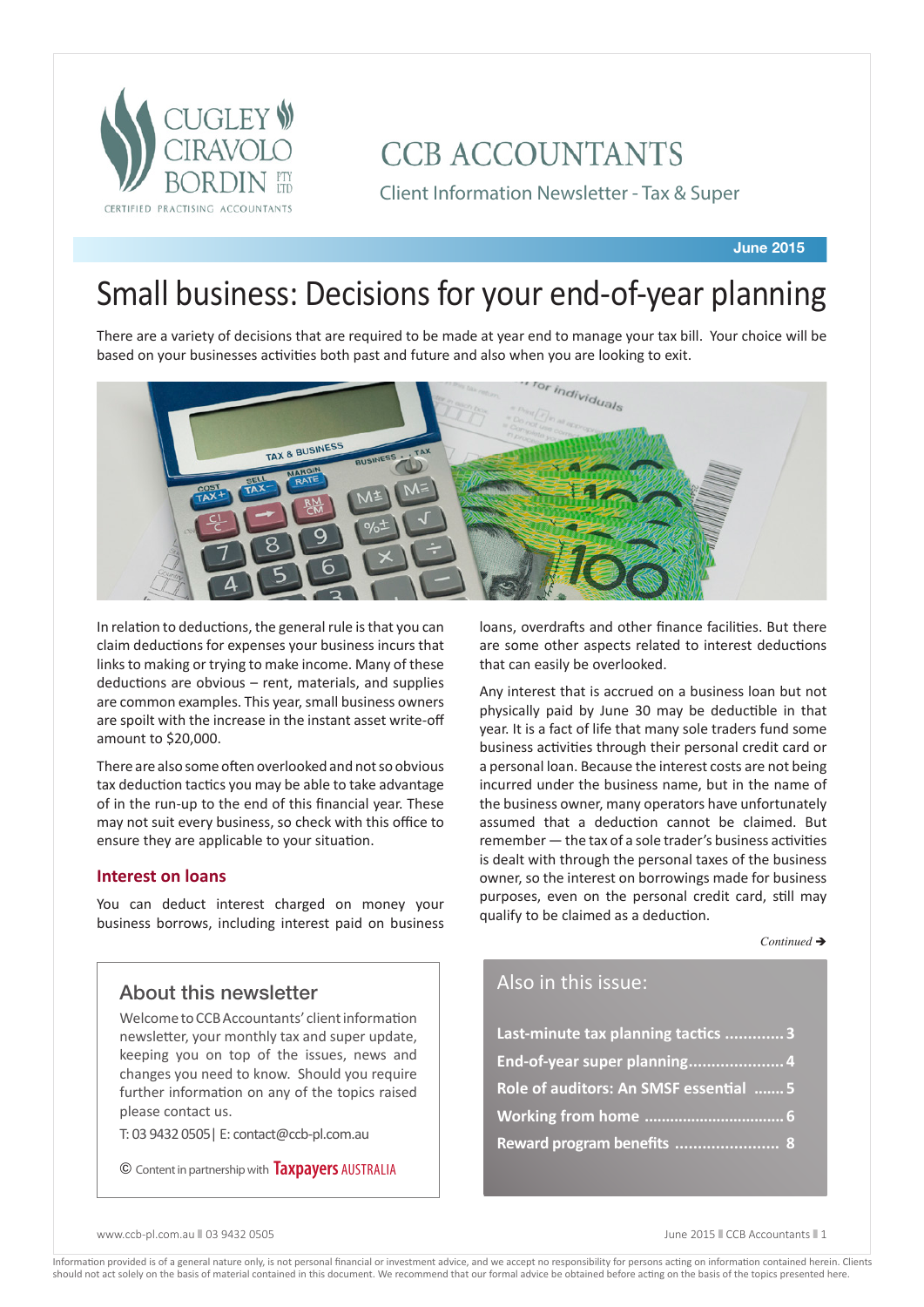CUGLEY CIRAVOLO BORDIN PTY LTD

CERTIFIED PRACTISING ACCOUNTANTS

# CCB ACCOUNTANTS

Client Information Newsletter - Tax & Super

**June 2015**

# Small business: Decisions for your end-of-year planning

There are a variety of decisions that are required to be made at year end to manage your tax bill. Your choice will be based on your businesses activities both past and future and also when you are looking to exit.

In relation to deductions, the general rule is that you can claim deductions for expenses your business incurs that links to making or trying to make income. Many of these deductions are obvious – rent, materials, and supplies are common examples. This year, small business owners are spoilt with the increase in the instant asset write-off amount to $20,000.

There are also some often overlooked and not so obvious tax deduction tactics you may be able to take advantage of in the run-up to the end of this financial year. These may not suit every business, so check with this office to ensure they are applicable to your situation.

## Interest on loans

You can deduct interest charged on money your business borrows, including interest paid on business loans, overdrafts and other finance facilities. But there are some other aspects related to interest deductions that can easily be overlooked.

Any interest that is accrued on a business loan but not physically paid by June 30 may be deductible in that year. It is a fact of life that many sole traders fund some business activities through their personal credit card or a personal loan. Because the interest costs are not being incurred under the business name, but in the name of the business owner, many operators have unfortunately assumed that a deduction cannot be claimed. But remember — the tax of a sole trader's business activities is dealt with through the personal taxes of the business owner, so the interest on borrowings made for business purposes, even on the personal credit card, still may qualify to be claimed as a deduction.

*Continued* ➔

## About this newsletter

Welcome to CCB Accountants' client information newsletter, your monthly tax and super update, keeping you on top of the issues, news and changes you need to know. Should you require further information on any of the topics raised please contact us.

T: 03 9432 0505 | E: contact@ccb-pl.com.au

© Content in partnership with Taxpayers AUSTRALIA

## Also in this issue:

- **Last-minute tax planning tactics ............ 3**
- **End-of-year super planning..................... 4**
- **Role of auditors: An SMSF essential ....... 5**
- **Working from home ................................ 6**
- **Reward program benefits ....................... 8**

Information provided is of a general nature only, is not personal financial or investment advice, and we accept no responsibility for persons acting on information contained herein. Clients should not act solely on the basis of material contained in this document. We recommend that our formal advice be obtained before acting on the basis of the topics presented here.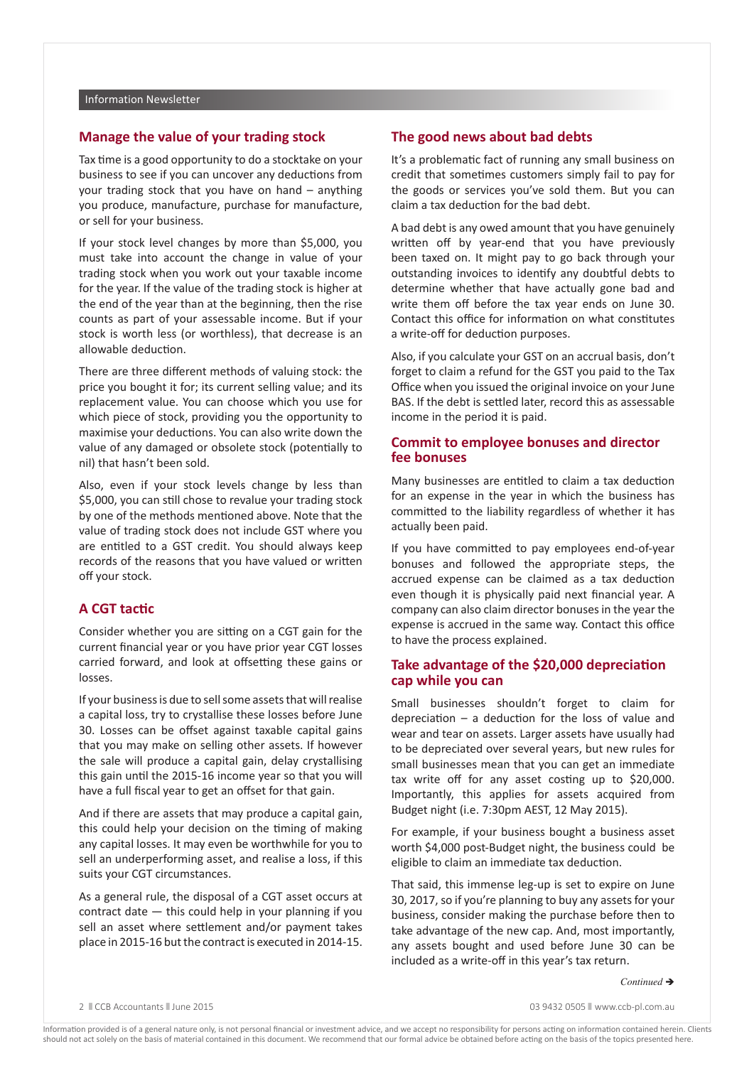## Manage the value of your trading stock

Tax time is a good opportunity to do a stocktake on your business to see if you can uncover any deductions from your trading stock that you have on hand – anything you produce, manufacture, purchase for manufacture, or sell for your business.

If your stock level changes by more than $5,000, you must take into account the change in value of your trading stock when you work out your taxable income for the year. If the value of the trading stock is higher at the end of the year than at the beginning, then the rise counts as part of your assessable income. But if your stock is worth less (or worthless), that decrease is an allowable deduction.

There are three different methods of valuing stock: the price you bought it for; its current selling value; and its replacement value. You can choose which you use for which piece of stock, providing you the opportunity to maximise your deductions. You can also write down the value of any damaged or obsolete stock (potentially to nil) that hasn't been sold.

Also, even if your stock levels change by less than $5,000, you can still chose to revalue your trading stock by one of the methods mentioned above. Note that the value of trading stock does not include GST where you are entitled to a GST credit. You should always keep records of the reasons that you have valued or written off your stock.

## A CGT tactic

Consider whether you are sitting on a CGT gain for the current financial year or you have prior year CGT losses carried forward, and look at offsetting these gains or losses.

If your business is due to sell some assets that will realise a capital loss, try to crystallise these losses before June 30. Losses can be offset against taxable capital gains that you may make on selling other assets. If however the sale will produce a capital gain, delay crystallising this gain until the 2015-16 income year so that you will have a full fiscal year to get an offset for that gain.

And if there are assets that may produce a capital gain, this could help your decision on the timing of making any capital losses. It may even be worthwhile for you to sell an underperforming asset, and realise a loss, if this suits your CGT circumstances.

As a general rule, the disposal of a CGT asset occurs at contract date — this could help in your planning if you sell an asset where settlement and/or payment takes place in 2015-16 but the contract is executed in 2014-15.

## The good news about bad debts

It's a problematic fact of running any small business on credit that sometimes customers simply fail to pay for the goods or services you've sold them. But you can claim a tax deduction for the bad debt.

A bad debt is any owed amount that you have genuinely written off by year-end that you have previously been taxed on. It might pay to go back through your outstanding invoices to identify any doubtful debts to determine whether that have actually gone bad and write them off before the tax year ends on June 30. Contact this office for information on what constitutes a write-off for deduction purposes.

Also, if you calculate your GST on an accrual basis, don't forget to claim a refund for the GST you paid to the Tax Office when you issued the original invoice on your June BAS. If the debt is settled later, record this as assessable income in the period it is paid.

## Commit to employee bonuses and director fee bonuses

Many businesses are entitled to claim a tax deduction for an expense in the year in which the business has committed to the liability regardless of whether it has actually been paid.

If you have committed to pay employees end-of-year bonuses and followed the appropriate steps, the accrued expense can be claimed as a tax deduction even though it is physically paid next financial year. A company can also claim director bonuses in the year the expense is accrued in the same way. Contact this office to have the process explained.

## Take advantage of the $20,000 depreciation cap while you can

Small businesses shouldn't forget to claim for depreciation – a deduction for the loss of value and wear and tear on assets. Larger assets have usually had to be depreciated over several years, but new rules for small businesses mean that you can get an immediate tax write off for any asset costing up to $20,000. Importantly, this applies for assets acquired from Budget night (i.e. 7:30pm AEST, 12 May 2015).

For example, if your business bought a business asset worth $4,000 post-Budget night, the business could be eligible to claim an immediate tax deduction.

That said, this immense leg-up is set to expire on June 30, 2017, so if you're planning to buy any assets for your business, consider making the purchase before then to take advantage of the new cap. And, most importantly, any assets bought and used before June 30 can be included as a write-off in this year's tax return.

*Continued* ➔

Information provided is of a general nature only, is not personal financial or investment advice, and we accept no responsibility for persons acting on information contained herein. Clients should not act solely on the basis of material contained in this document. We recommend that our formal advice be obtained before acting on the basis of the topics presented here.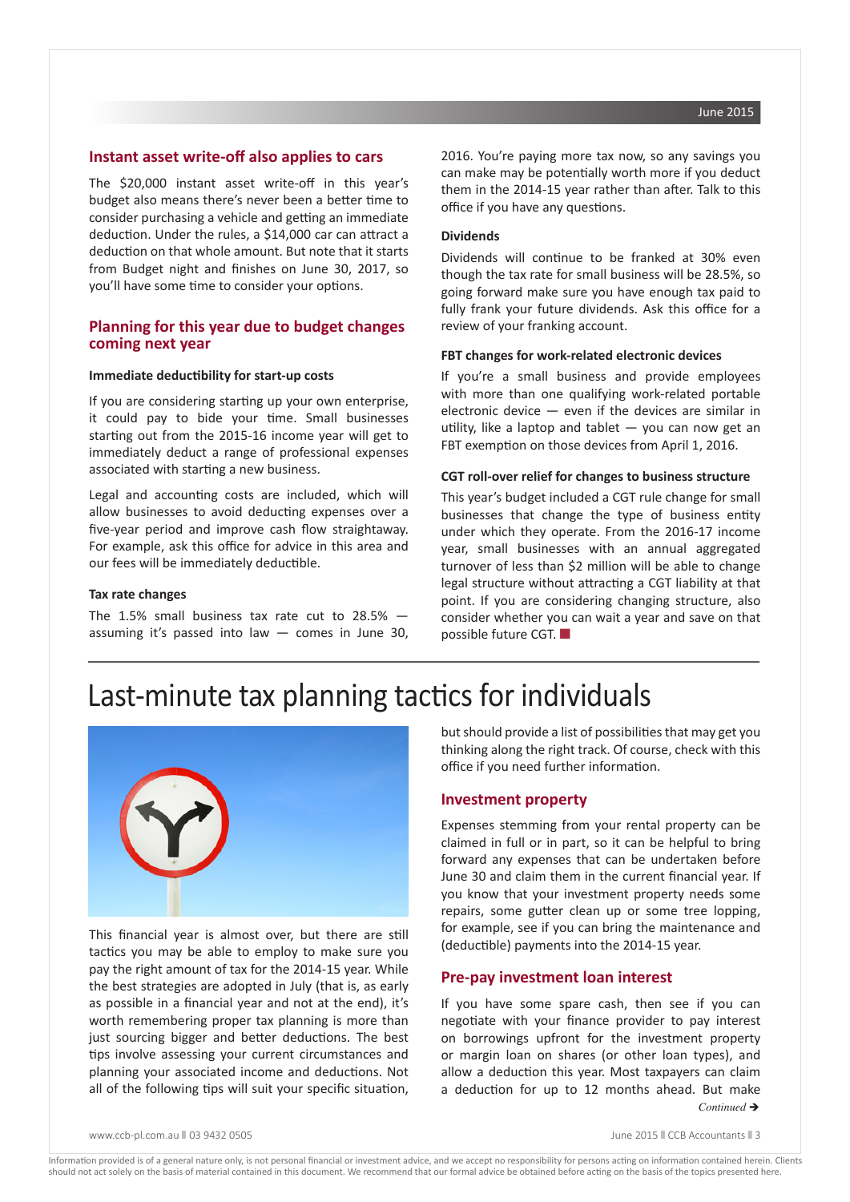## Instant asset write-off also applies to cars

The $20,000 instant asset write-off in this year's budget also means there's never been a better time to consider purchasing a vehicle and getting an immediate deduction. Under the rules, a $14,000 car can attract a deduction on that whole amount. But note that it starts from Budget night and finishes on June 30, 2017, so you'll have some time to consider your options.

## Planning for this year due to budget changes coming next year

### Immediate deductibility for start-up costs

If you are considering starting up your own enterprise, it could pay to bide your time. Small businesses starting out from the 2015-16 income year will get to immediately deduct a range of professional expenses associated with starting a new business.

Legal and accounting costs are included, which will allow businesses to avoid deducting expenses over a five-year period and improve cash flow straightaway. For example, ask this office for advice in this area and our fees will be immediately deductible.

### Tax rate changes

The 1.5% small business tax rate cut to 28.5% — assuming it's passed into law — comes in June 30, 2016. You're paying more tax now, so any savings you can make may be potentially worth more if you deduct them in the 2014-15 year rather than after. Talk to this office if you have any questions.

### Dividends

Dividends will continue to be franked at 30% even though the tax rate for small business will be 28.5%, so going forward make sure you have enough tax paid to fully frank your future dividends. Ask this office for a review of your franking account.

### FBT changes for work-related electronic devices

If you're a small business and provide employees with more than one qualifying work-related portable electronic device — even if the devices are similar in utility, like a laptop and tablet — you can now get an FBT exemption on those devices from April 1, 2016.

### CGT roll-over relief for changes to business structure

This year's budget included a CGT rule change for small businesses that change the type of business entity under which they operate. From the 2016-17 income year, small businesses with an annual aggregated turnover of less than $2 million will be able to change legal structure without attracting a CGT liability at that point. If you are considering changing structure, also consider whether you can wait a year and save on that possible future CGT. ■

# Last-minute tax planning tactics for individuals

This financial year is almost over, but there are still tactics you may be able to employ to make sure you pay the right amount of tax for the 2014-15 year. While the best strategies are adopted in July (that is, as early as possible in a financial year and not at the end), it's worth remembering proper tax planning is more than just sourcing bigger and better deductions. The best tips involve assessing your current circumstances and planning your associated income and deductions. Not all of the following tips will suit your specific situation, but should provide a list of possibilities that may get you thinking along the right track. Of course, check with this office if you need further information.

## Investment property

Expenses stemming from your rental property can be claimed in full or in part, so it can be helpful to bring forward any expenses that can be undertaken before June 30 and claim them in the current financial year. If you know that your investment property needs some repairs, some gutter clean up or some tree lopping, for example, see if you can bring the maintenance and (deductible) payments into the 2014-15 year.

## Pre-pay investment loan interest

If you have some spare cash, then see if you can negotiate with your finance provider to pay interest on borrowings upfront for the investment property or margin loan on shares (or other loan types), and allow a deduction this year. Most taxpayers can claim a deduction for up to 12 months ahead. But make

*Continued* ➔

Information provided is of a general nature only, is not personal financial or investment advice, and we accept no responsibility for persons acting on information contained herein. Clients should not act solely on the basis of material contained in this document. We recommend that our formal advice be obtained before acting on the basis of the topics presented here.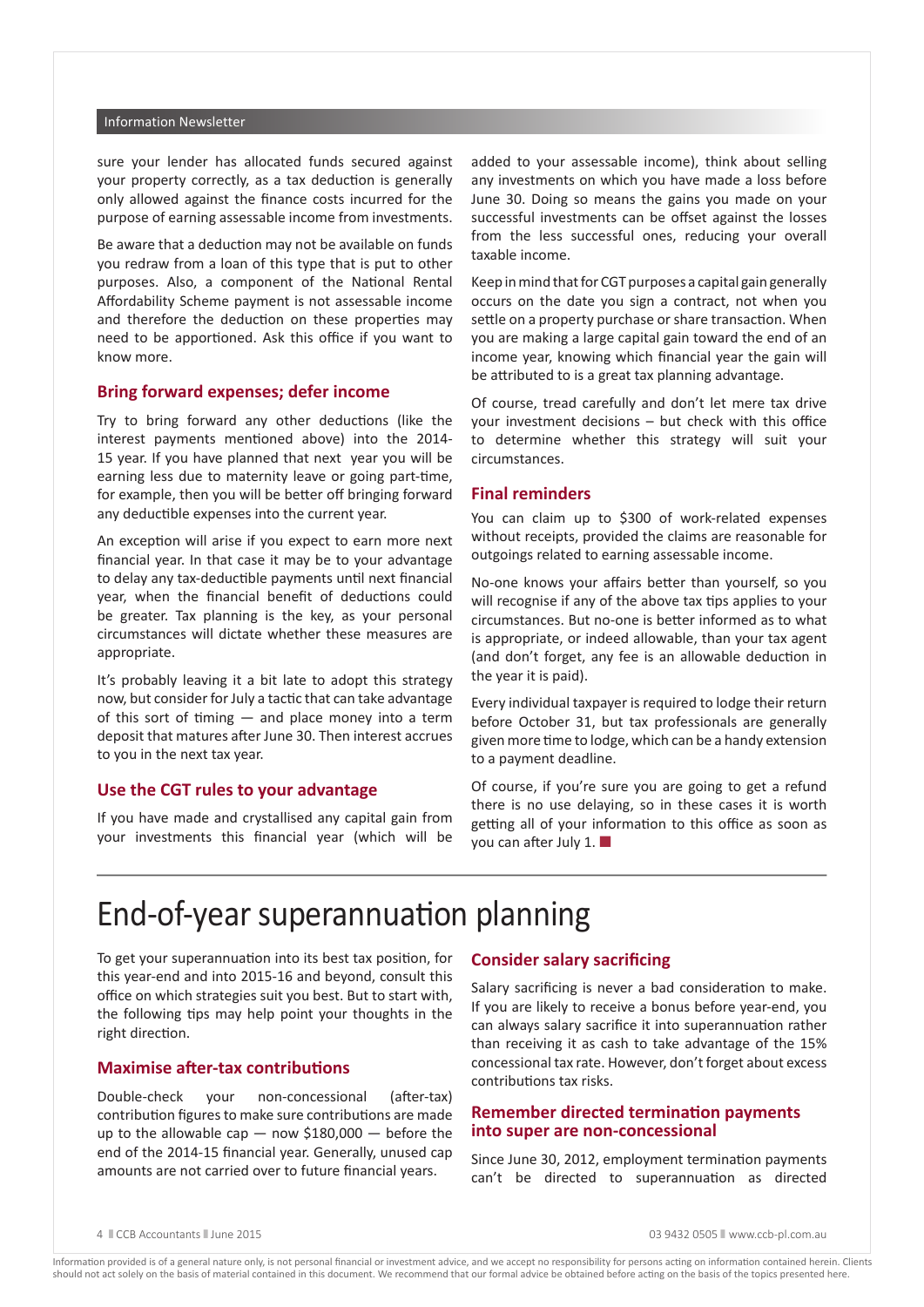sure your lender has allocated funds secured against your property correctly, as a tax deduction is generally only allowed against the finance costs incurred for the purpose of earning assessable income from investments.

Be aware that a deduction may not be available on funds you redraw from a loan of this type that is put to other purposes. Also, a component of the National Rental Affordability Scheme payment is not assessable income and therefore the deduction on these properties may need to be apportioned. Ask this office if you want to know more.

### Bring forward expenses; defer income

Try to bring forward any other deductions (like the interest payments mentioned above) into the 2014-15 year. If you have planned that next year you will be earning less due to maternity leave or going part-time, for example, then you will be better off bringing forward any deductible expenses into the current year.

An exception will arise if you expect to earn more next financial year. In that case it may be to your advantage to delay any tax-deductible payments until next financial year, when the financial benefit of deductions could be greater. Tax planning is the key, as your personal circumstances will dictate whether these measures are appropriate.

It's probably leaving it a bit late to adopt this strategy now, but consider for July a tactic that can take advantage of this sort of timing — and place money into a term deposit that matures after June 30. Then interest accrues to you in the next tax year.

### Use the CGT rules to your advantage

If you have made and crystallised any capital gain from your investments this financial year (which will be added to your assessable income), think about selling any investments on which you have made a loss before June 30. Doing so means the gains you made on your successful investments can be offset against the losses from the less successful ones, reducing your overall taxable income.

Keep in mind that for CGT purposes a capital gain generally occurs on the date you sign a contract, not when you settle on a property purchase or share transaction. When you are making a large capital gain toward the end of an income year, knowing which financial year the gain will be attributed to is a great tax planning advantage.

Of course, tread carefully and don't let mere tax drive your investment decisions – but check with this office to determine whether this strategy will suit your circumstances.

### Final reminders

You can claim up to $300 of work-related expenses without receipts, provided the claims are reasonable for outgoings related to earning assessable income.

No-one knows your affairs better than yourself, so you will recognise if any of the above tax tips applies to your circumstances. But no-one is better informed as to what is appropriate, or indeed allowable, than your tax agent (and don't forget, any fee is an allowable deduction in the year it is paid).

Every individual taxpayer is required to lodge their return before October 31, but tax professionals are generally given more time to lodge, which can be a handy extension to a payment deadline.

Of course, if you're sure you are going to get a refund there is no use delaying, so in these cases it is worth getting all of your information to this office as soon as you can after July 1. ■

# End-of-year superannuation planning

To get your superannuation into its best tax position, for this year-end and into 2015-16 and beyond, consult this office on which strategies suit you best. But to start with, the following tips may help point your thoughts in the right direction.

### Maximise after-tax contributions

Double-check your non-concessional (after-tax) contribution figures to make sure contributions are made up to the allowable cap — now $180,000 — before the end of the 2014-15 financial year. Generally, unused cap amounts are not carried over to future financial years.

### Consider salary sacrificing

Salary sacrificing is never a bad consideration to make. If you are likely to receive a bonus before year-end, you can always salary sacrifice it into superannuation rather than receiving it as cash to take advantage of the 15% concessional tax rate. However, don't forget about excess contributions tax risks.

### Remember directed termination payments into super are non-concessional

Since June 30, 2012, employment termination payments can't be directed to superannuation as directed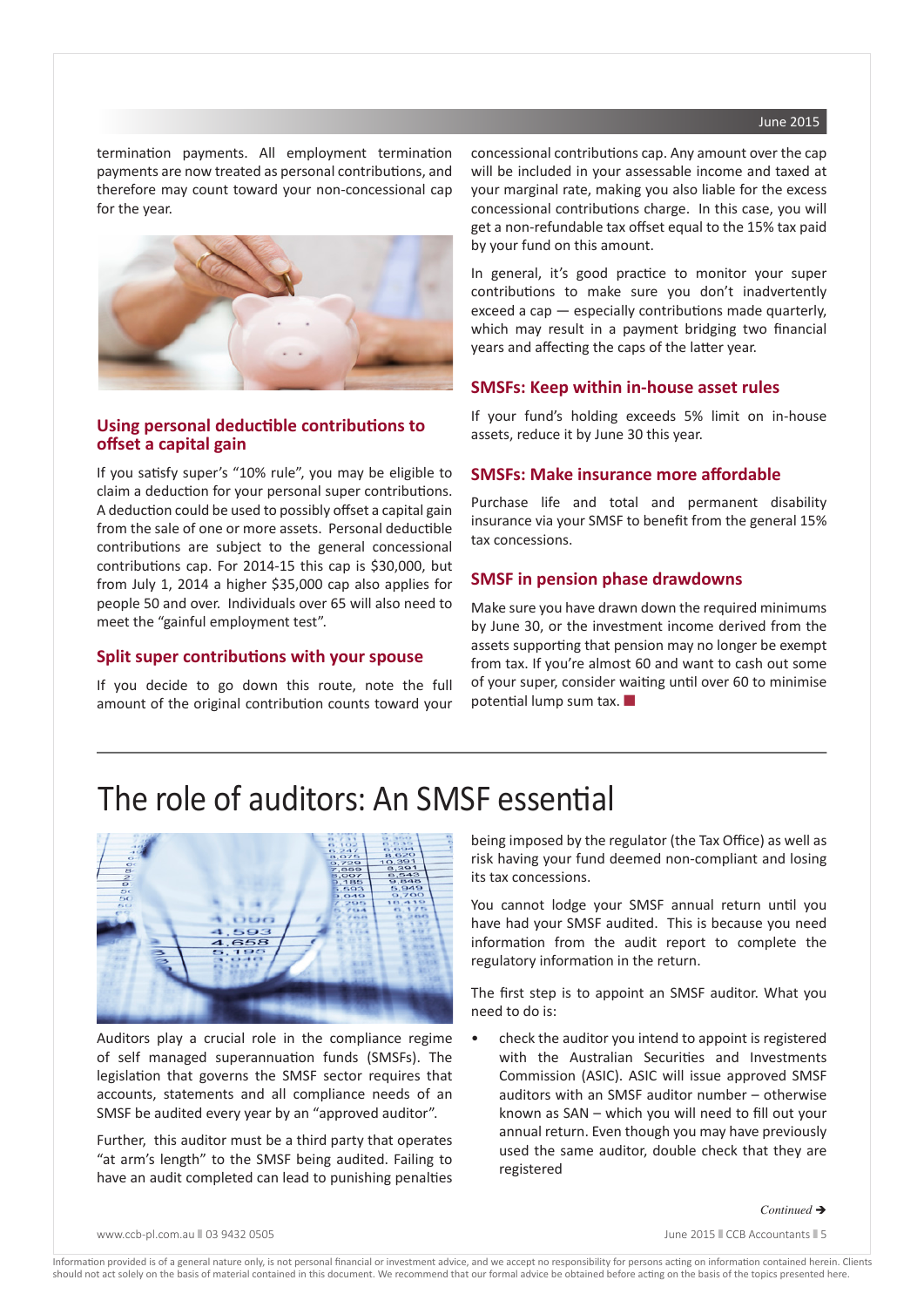termination payments. All employment termination payments are now treated as personal contributions, and therefore may count toward your non-concessional cap for the year.

### Using personal deductible contributions to offset a capital gain

If you satisfy super's "10% rule", you may be eligible to claim a deduction for your personal super contributions. A deduction could be used to possibly offset a capital gain from the sale of one or more assets. Personal deductible contributions are subject to the general concessional contributions cap. For 2014-15 this cap is $30,000, but from July 1, 2014 a higher $35,000 cap also applies for people 50 and over. Individuals over 65 will also need to meet the "gainful employment test".

### Split super contributions with your spouse

If you decide to go down this route, note the full amount of the original contribution counts toward your concessional contributions cap. Any amount over the cap will be included in your assessable income and taxed at your marginal rate, making you also liable for the excess concessional contributions charge. In this case, you will get a non-refundable tax offset equal to the 15% tax paid by your fund on this amount.

In general, it's good practice to monitor your super contributions to make sure you don't inadvertently exceed a cap — especially contributions made quarterly, which may result in a payment bridging two financial years and affecting the caps of the latter year.

### SMSFs: Keep within in-house asset rules

If your fund's holding exceeds 5% limit on in-house assets, reduce it by June 30 this year.

### SMSFs: Make insurance more affordable

Purchase life and total and permanent disability insurance via your SMSF to benefit from the general 15% tax concessions.

### SMSF in pension phase drawdowns

Make sure you have drawn down the required minimums by June 30, or the investment income derived from the assets supporting that pension may no longer be exempt from tax. If you're almost 60 and want to cash out some of your super, consider waiting until over 60 to minimise potential lump sum tax.

# The role of auditors: An SMSF essential

Auditors play a crucial role in the compliance regime of self managed superannuation funds (SMSFs). The legislation that governs the SMSF sector requires that accounts, statements and all compliance needs of an SMSF be audited every year by an "approved auditor".

Further, this auditor must be a third party that operates "at arm's length" to the SMSF being audited. Failing to have an audit completed can lead to punishing penalties being imposed by the regulator (the Tax Office) as well as risk having your fund deemed non-compliant and losing its tax concessions.

You cannot lodge your SMSF annual return until you have had your SMSF audited. This is because you need information from the audit report to complete the regulatory information in the return.

The first step is to appoint an SMSF auditor. What you need to do is:

- check the auditor you intend to appoint is registered with the Australian Securities and Investments Commission (ASIC). ASIC will issue approved SMSF auditors with an SMSF auditor number – otherwise known as SAN – which you will need to fill out your annual return. Even though you may have previously used the same auditor, double check that they are registered

*Continued ➔*

Information provided is of a general nature only, is not personal financial or investment advice, and we accept no responsibility for persons acting on information contained herein. Clients should not act solely on the basis of material contained in this document. We recommend that our formal advice be obtained before acting on the basis of the topics presented here.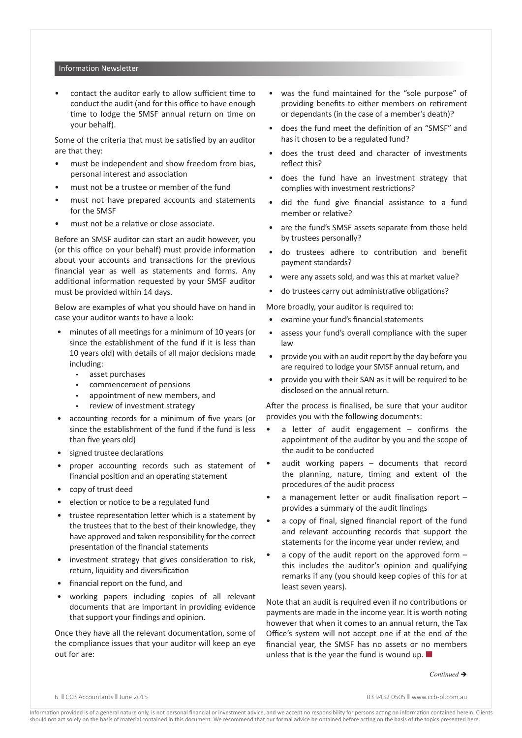- contact the auditor early to allow sufficient time to conduct the audit (and for this office to have enough time to lodge the SMSF annual return on time on your behalf).

Some of the criteria that must be satisfied by an auditor are that they:

- must be independent and show freedom from bias, personal interest and association
- must not be a trustee or member of the fund
- must not have prepared accounts and statements for the SMSF
- must not be a relative or close associate.

Before an SMSF auditor can start an audit however, you (or this office on your behalf) must provide information about your accounts and transactions for the previous financial year as well as statements and forms. Any additional information requested by your SMSF auditor must be provided within 14 days.

Below are examples of what you should have on hand in case your auditor wants to have a look:

- minutes of all meetings for a minimum of 10 years (or since the establishment of the fund if it is less than 10 years old) with details of all major decisions made including:
  - asset purchases
  - commencement of pensions
  - appointment of new members, and
  - review of investment strategy
- accounting records for a minimum of five years (or since the establishment of the fund if the fund is less than five years old)
- signed trustee declarations
- proper accounting records such as statement of financial position and an operating statement
- copy of trust deed
- election or notice to be a regulated fund
- trustee representation letter which is a statement by the trustees that to the best of their knowledge, they have approved and taken responsibility for the correct presentation of the financial statements
- investment strategy that gives consideration to risk, return, liquidity and diversification
- financial report on the fund, and
- working papers including copies of all relevant documents that are important in providing evidence that support your findings and opinion.

Once they have all the relevant documentation, some of the compliance issues that your auditor will keep an eye out for are:

- was the fund maintained for the "sole purpose" of providing benefits to either members on retirement or dependants (in the case of a member's death)?
- does the fund meet the definition of an "SMSF" and has it chosen to be a regulated fund?
- does the trust deed and character of investments reflect this?
- does the fund have an investment strategy that complies with investment restrictions?
- did the fund give financial assistance to a fund member or relative?
- are the fund's SMSF assets separate from those held by trustees personally?
- do trustees adhere to contribution and benefit payment standards?
- were any assets sold, and was this at market value?
- do trustees carry out administrative obligations?

More broadly, your auditor is required to:

- examine your fund's financial statements
- assess your fund's overall compliance with the super law
- provide you with an audit report by the day before you are required to lodge your SMSF annual return, and
- provide you with their SAN as it will be required to be disclosed on the annual return.

After the process is finalised, be sure that your auditor provides you with the following documents:

- a letter of audit engagement – confirms the appointment of the auditor by you and the scope of the audit to be conducted
- audit working papers – documents that record the planning, nature, timing and extent of the procedures of the audit process
- a management letter or audit finalisation report – provides a summary of the audit findings
- a copy of final, signed financial report of the fund and relevant accounting records that support the statements for the income year under review, and
- a copy of the audit report on the approved form – this includes the auditor's opinion and qualifying remarks if any (you should keep copies of this for at least seven years).

Note that an audit is required even if no contributions or payments are made in the income year. It is worth noting however that when it comes to an annual return, the Tax Office's system will not accept one if at the end of the financial year, the SMSF has no assets or no members unless that is the year the fund is wound up. ■

*Continued* ➔

Information provided is of a general nature only, is not personal financial or investment advice, and we accept no responsibility for persons acting on information contained herein. Clients should not act solely on the basis of material contained in this document. We recommend that our formal advice be obtained before acting on the basis of the topics presented here.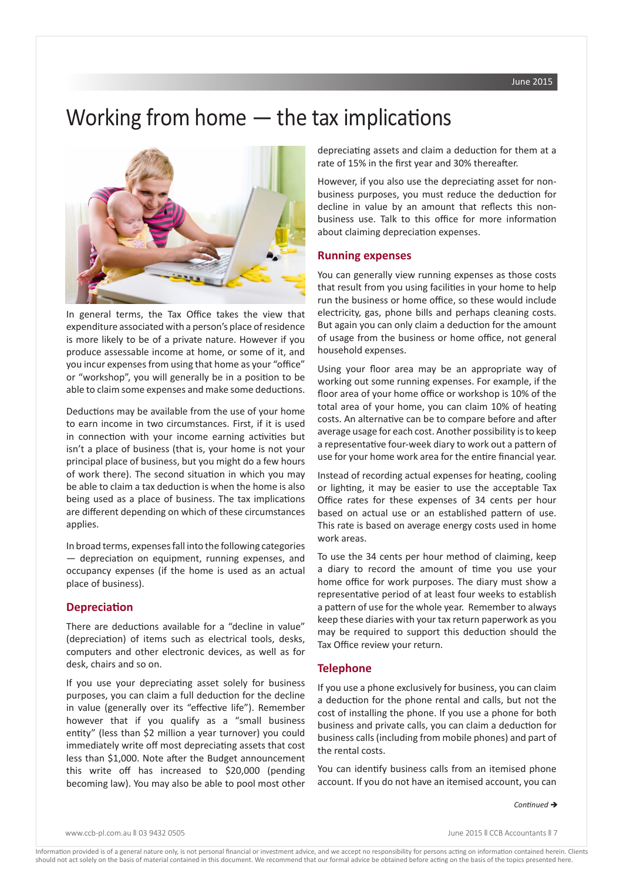# Working from home — the tax implications

In general terms, the Tax Office takes the view that expenditure associated with a person's place of residence is more likely to be of a private nature. However if you produce assessable income at home, or some of it, and you incur expenses from using that home as your "office" or "workshop", you will generally be in a position to be able to claim some expenses and make some deductions.

Deductions may be available from the use of your home to earn income in two circumstances. First, if it is used in connection with your income earning activities but isn't a place of business (that is, your home is not your principal place of business, but you might do a few hours of work there). The second situation in which you may be able to claim a tax deduction is when the home is also being used as a place of business. The tax implications are different depending on which of these circumstances applies.

In broad terms, expenses fall into the following categories — depreciation on equipment, running expenses, and occupancy expenses (if the home is used as an actual place of business).

## Depreciation

There are deductions available for a "decline in value" (depreciation) of items such as electrical tools, desks, computers and other electronic devices, as well as for desk, chairs and so on.

If you use your depreciating asset solely for business purposes, you can claim a full deduction for the decline in value (generally over its "effective life"). Remember however that if you qualify as a "small business entity" (less than $2 million a year turnover) you could immediately write off most depreciating assets that cost less than $1,000. Note after the Budget announcement this write off has increased to $20,000 (pending becoming law). You may also be able to pool most other depreciating assets and claim a deduction for them at a rate of 15% in the first year and 30% thereafter.

However, if you also use the depreciating asset for non-business purposes, you must reduce the deduction for decline in value by an amount that reflects this non-business use. Talk to this office for more information about claiming depreciation expenses.

## Running expenses

You can generally view running expenses as those costs that result from you using facilities in your home to help run the business or home office, so these would include electricity, gas, phone bills and perhaps cleaning costs. But again you can only claim a deduction for the amount of usage from the business or home office, not general household expenses.

Using your floor area may be an appropriate way of working out some running expenses. For example, if the floor area of your home office or workshop is 10% of the total area of your home, you can claim 10% of heating costs. An alternative can be to compare before and after average usage for each cost. Another possibility is to keep a representative four-week diary to work out a pattern of use for your home work area for the entire financial year.

Instead of recording actual expenses for heating, cooling or lighting, it may be easier to use the acceptable Tax Office rates for these expenses of 34 cents per hour based on actual use or an established pattern of use. This rate is based on average energy costs used in home work areas.

To use the 34 cents per hour method of claiming, keep a diary to record the amount of time you use your home office for work purposes. The diary must show a representative period of at least four weeks to establish a pattern of use for the whole year. Remember to always keep these diaries with your tax return paperwork as you may be required to support this deduction should the Tax Office review your return.

## Telephone

If you use a phone exclusively for business, you can claim a deduction for the phone rental and calls, but not the cost of installing the phone. If you use a phone for both business and private calls, you can claim a deduction for business calls (including from mobile phones) and part of the rental costs.

You can identify business calls from an itemised phone account. If you do not have an itemised account, you can

*Continued* ➔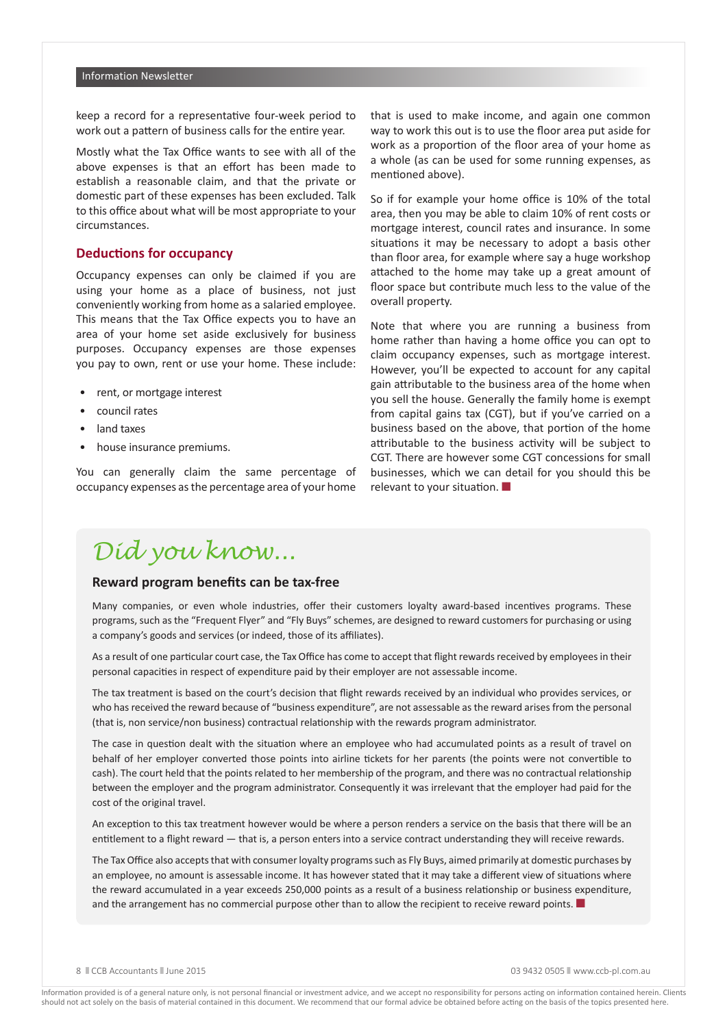keep a record for a representative four-week period to work out a pattern of business calls for the entire year.

Mostly what the Tax Office wants to see with all of the above expenses is that an effort has been made to establish a reasonable claim, and that the private or domestic part of these expenses has been excluded. Talk to this office about what will be most appropriate to your circumstances.

## Deductions for occupancy

Occupancy expenses can only be claimed if you are using your home as a place of business, not just conveniently working from home as a salaried employee. This means that the Tax Office expects you to have an area of your home set aside exclusively for business purposes. Occupancy expenses are those expenses you pay to own, rent or use your home. These include:

- rent, or mortgage interest
- council rates
- land taxes
- house insurance premiums.

You can generally claim the same percentage of occupancy expenses as the percentage area of your home that is used to make income, and again one common way to work this out is to use the floor area put aside for work as a proportion of the floor area of your home as a whole (as can be used for some running expenses, as mentioned above).

So if for example your home office is 10% of the total area, then you may be able to claim 10% of rent costs or mortgage interest, council rates and insurance. In some situations it may be necessary to adopt a basis other than floor area, for example where say a huge workshop attached to the home may take up a great amount of floor space but contribute much less to the value of the overall property.

Note that where you are running a business from home rather than having a home office you can opt to claim occupancy expenses, such as mortgage interest. However, you'll be expected to account for any capital gain attributable to the business area of the home when you sell the house. Generally the family home is exempt from capital gains tax (CGT), but if you've carried on a business based on the above, that portion of the home attributable to the business activity will be subject to CGT. There are however some CGT concessions for small businesses, which we can detail for you should this be relevant to your situation.

# *Did you know...*

### Reward program benefits can be tax-free

Many companies, or even whole industries, offer their customers loyalty award-based incentives programs. These programs, such as the "Frequent Flyer" and "Fly Buys" schemes, are designed to reward customers for purchasing or using a company's goods and services (or indeed, those of its affiliates).

As a result of one particular court case, the Tax Office has come to accept that flight rewards received by employees in their personal capacities in respect of expenditure paid by their employer are not assessable income.

The tax treatment is based on the court's decision that flight rewards received by an individual who provides services, or who has received the reward because of "business expenditure", are not assessable as the reward arises from the personal (that is, non service/non business) contractual relationship with the rewards program administrator.

The case in question dealt with the situation where an employee who had accumulated points as a result of travel on behalf of her employer converted those points into airline tickets for her parents (the points were not convertible to cash). The court held that the points related to her membership of the program, and there was no contractual relationship between the employer and the program administrator. Consequently it was irrelevant that the employer had paid for the cost of the original travel.

An exception to this tax treatment however would be where a person renders a service on the basis that there will be an entitlement to a flight reward — that is, a person enters into a service contract understanding they will receive rewards.

The Tax Office also accepts that with consumer loyalty programs such as Fly Buys, aimed primarily at domestic purchases by an employee, no amount is assessable income. It has however stated that it may take a different view of situations where the reward accumulated in a year exceeds 250,000 points as a result of a business relationship or business expenditure, and the arrangement has no commercial purpose other than to allow the recipient to receive reward points.

Information provided is of a general nature only, is not personal financial or investment advice, and we accept no responsibility for persons acting on information contained herein. Clients should not act solely on the basis of material contained in this document. We recommend that our formal advice be obtained before acting on the basis of the topics presented here.